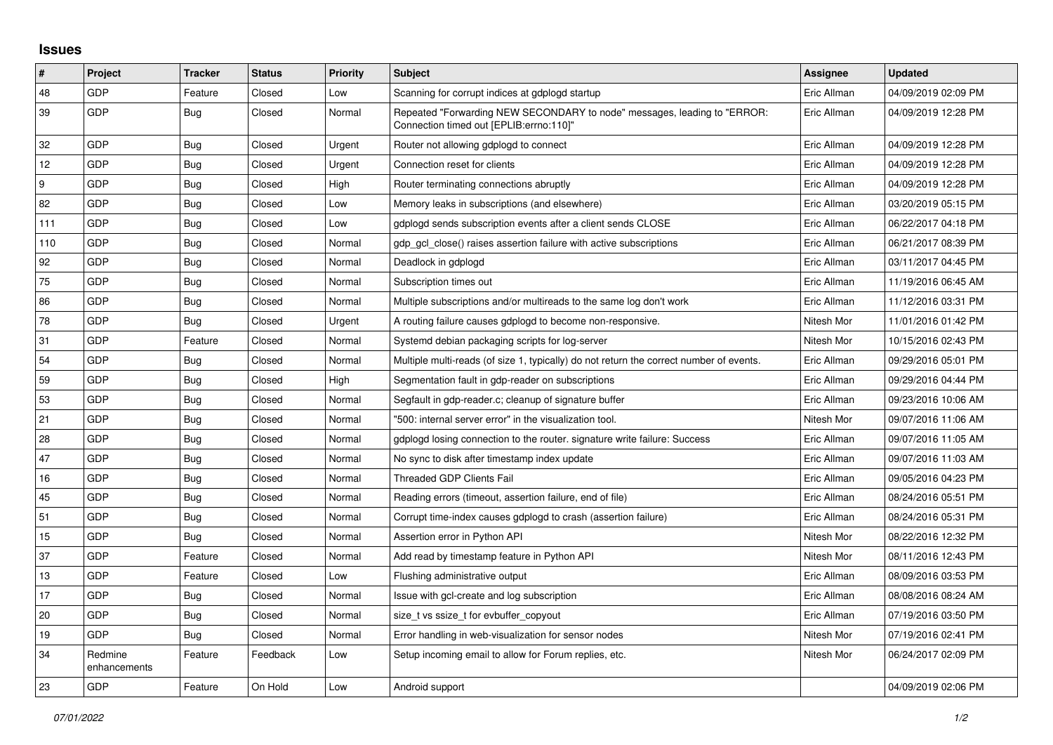# Issues

| # | Project | Tracker | Status | Priority | Subject | Assignee | Updated |
|---|---|---|---|---|---|---|---|
| 48 | GDP | Feature | Closed | Low | Scanning for corrupt indices at gdplogd startup | Eric Allman | 04/09/2019 02:09 PM |
| 39 | GDP | Bug | Closed | Normal | Repeated "Forwarding NEW SECONDARY to node" messages, leading to "ERROR: Connection timed out [EPLIB:errno:110]" | Eric Allman | 04/09/2019 12:28 PM |
| 32 | GDP | Bug | Closed | Urgent | Router not allowing gdplogd to connect | Eric Allman | 04/09/2019 12:28 PM |
| 12 | GDP | Bug | Closed | Urgent | Connection reset for clients | Eric Allman | 04/09/2019 12:28 PM |
| 9 | GDP | Bug | Closed | High | Router terminating connections abruptly | Eric Allman | 04/09/2019 12:28 PM |
| 82 | GDP | Bug | Closed | Low | Memory leaks in subscriptions (and elsewhere) | Eric Allman | 03/20/2019 05:15 PM |
| 111 | GDP | Bug | Closed | Low | gdplogd sends subscription events after a client sends CLOSE | Eric Allman | 06/22/2017 04:18 PM |
| 110 | GDP | Bug | Closed | Normal | gdp_gcl_close() raises assertion failure with active subscriptions | Eric Allman | 06/21/2017 08:39 PM |
| 92 | GDP | Bug | Closed | Normal | Deadlock in gdplogd | Eric Allman | 03/11/2017 04:45 PM |
| 75 | GDP | Bug | Closed | Normal | Subscription times out | Eric Allman | 11/19/2016 06:45 AM |
| 86 | GDP | Bug | Closed | Normal | Multiple subscriptions and/or multireads to the same log don't work | Eric Allman | 11/12/2016 03:31 PM |
| 78 | GDP | Bug | Closed | Urgent | A routing failure causes gdplogd to become non-responsive. | Nitesh Mor | 11/01/2016 01:42 PM |
| 31 | GDP | Feature | Closed | Normal | Systemd debian packaging scripts for log-server | Nitesh Mor | 10/15/2016 02:43 PM |
| 54 | GDP | Bug | Closed | Normal | Multiple multi-reads (of size 1, typically) do not return the correct number of events. | Eric Allman | 09/29/2016 05:01 PM |
| 59 | GDP | Bug | Closed | High | Segmentation fault in gdp-reader on subscriptions | Eric Allman | 09/29/2016 04:44 PM |
| 53 | GDP | Bug | Closed | Normal | Segfault in gdp-reader.c; cleanup of signature buffer | Eric Allman | 09/23/2016 10:06 AM |
| 21 | GDP | Bug | Closed | Normal | "500: internal server error" in the visualization tool. | Nitesh Mor | 09/07/2016 11:06 AM |
| 28 | GDP | Bug | Closed | Normal | gdplogd losing connection to the router. signature write failure: Success | Eric Allman | 09/07/2016 11:05 AM |
| 47 | GDP | Bug | Closed | Normal | No sync to disk after timestamp index update | Eric Allman | 09/07/2016 11:03 AM |
| 16 | GDP | Bug | Closed | Normal | Threaded GDP Clients Fail | Eric Allman | 09/05/2016 04:23 PM |
| 45 | GDP | Bug | Closed | Normal | Reading errors (timeout, assertion failure, end of file) | Eric Allman | 08/24/2016 05:51 PM |
| 51 | GDP | Bug | Closed | Normal | Corrupt time-index causes gdplogd to crash (assertion failure) | Eric Allman | 08/24/2016 05:31 PM |
| 15 | GDP | Bug | Closed | Normal | Assertion error in Python API | Nitesh Mor | 08/22/2016 12:32 PM |
| 37 | GDP | Feature | Closed | Normal | Add read by timestamp feature in Python API | Nitesh Mor | 08/11/2016 12:43 PM |
| 13 | GDP | Feature | Closed | Low | Flushing administrative output | Eric Allman | 08/09/2016 03:53 PM |
| 17 | GDP | Bug | Closed | Normal | Issue with gcl-create and log subscription | Eric Allman | 08/08/2016 08:24 AM |
| 20 | GDP | Bug | Closed | Normal | size_t vs ssize_t for evbuffer_copyout | Eric Allman | 07/19/2016 03:50 PM |
| 19 | GDP | Bug | Closed | Normal | Error handling in web-visualization for sensor nodes | Nitesh Mor | 07/19/2016 02:41 PM |
| 34 | Redmine enhancements | Feature | Feedback | Low | Setup incoming email to allow for Forum replies, etc. | Nitesh Mor | 06/24/2017 02:09 PM |
| 23 | GDP | Feature | On Hold | Low | Android support | | 04/09/2019 02:06 PM |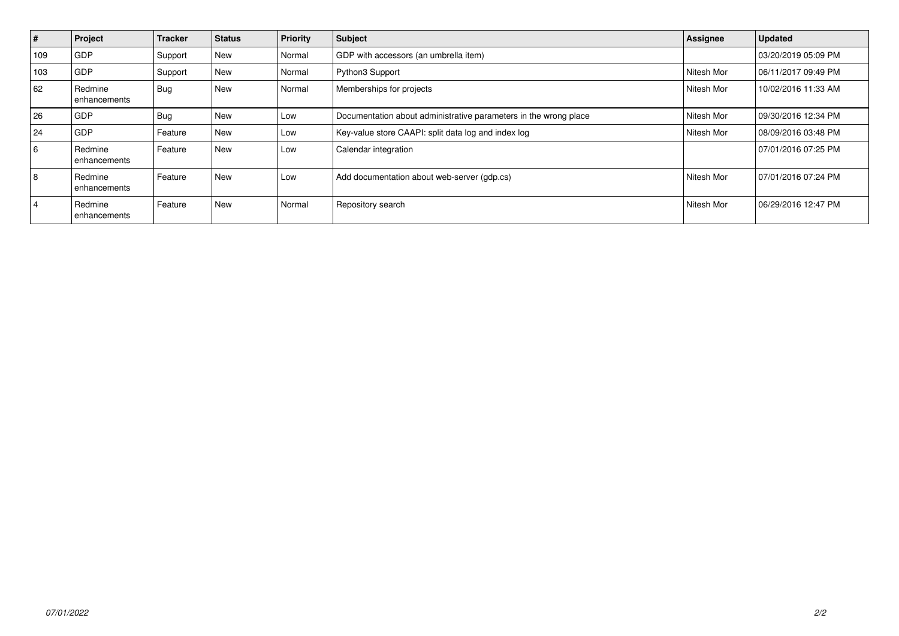| # | Project | Tracker | Status | Priority | Subject | Assignee | Updated |
|---|---|---|---|---|---|---|---|
| 109 | GDP | Support | New | Normal | GDP with accessors (an umbrella item) | | 03/20/2019 05:09 PM |
| 103 | GDP | Support | New | Normal | Python3 Support | Nitesh Mor | 06/11/2017 09:49 PM |
| 62 | Redmine enhancements | Bug | New | Normal | Memberships for projects | Nitesh Mor | 10/02/2016 11:33 AM |
| 26 | GDP | Bug | New | Low | Documentation about administrative parameters in the wrong place | Nitesh Mor | 09/30/2016 12:34 PM |
| 24 | GDP | Feature | New | Low | Key-value store CAAPI: split data log and index log | Nitesh Mor | 08/09/2016 03:48 PM |
| 6 | Redmine enhancements | Feature | New | Low | Calendar integration | | 07/01/2016 07:25 PM |
| 8 | Redmine enhancements | Feature | New | Low | Add documentation about web-server (gdp.cs) | Nitesh Mor | 07/01/2016 07:24 PM |
| 4 | Redmine enhancements | Feature | New | Normal | Repository search | Nitesh Mor | 06/29/2016 12:47 PM |